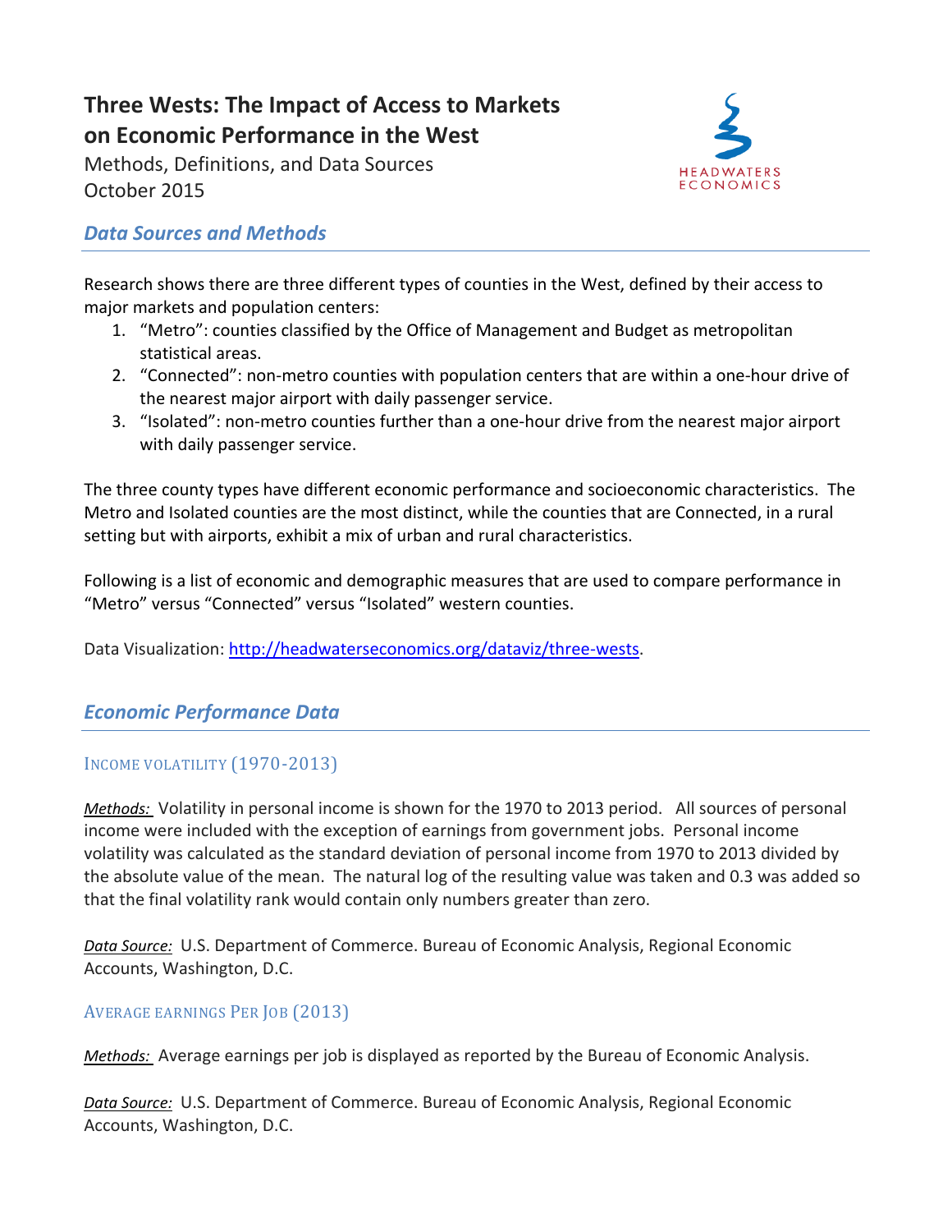# Three Wests: The Impact of Access to Markets on Economic Performance in the West

Methods, Definitions, and Data Sources
October 2015

HEADWATERS ECONOMICS

## *Data Sources and Methods*

Research shows there are three different types of counties in the West, defined by their access to major markets and population centers:

1. "Metro": counties classified by the Office of Management and Budget as metropolitan statistical areas.
2. "Connected": non-metro counties with population centers that are within a one-hour drive of the nearest major airport with daily passenger service.
3. "Isolated": non-metro counties further than a one-hour drive from the nearest major airport with daily passenger service.

The three county types have different economic performance and socioeconomic characteristics. The Metro and Isolated counties are the most distinct, while the counties that are Connected, in a rural setting but with airports, exhibit a mix of urban and rural characteristics.

Following is a list of economic and demographic measures that are used to compare performance in "Metro" versus "Connected" versus "Isolated" western counties.

Data Visualization: http://headwaterseconomics.org/dataviz/three-wests.

## *Economic Performance Data*

### Income volatility (1970-2013)

*Methods:* Volatility in personal income is shown for the 1970 to 2013 period. All sources of personal income were included with the exception of earnings from government jobs. Personal income volatility was calculated as the standard deviation of personal income from 1970 to 2013 divided by the absolute value of the mean. The natural log of the resulting value was taken and 0.3 was added so that the final volatility rank would contain only numbers greater than zero.

*Data Source:* U.S. Department of Commerce. Bureau of Economic Analysis, Regional Economic Accounts, Washington, D.C.

### Average earnings Per Job (2013)

*Methods:* Average earnings per job is displayed as reported by the Bureau of Economic Analysis.

*Data Source:* U.S. Department of Commerce. Bureau of Economic Analysis, Regional Economic Accounts, Washington, D.C.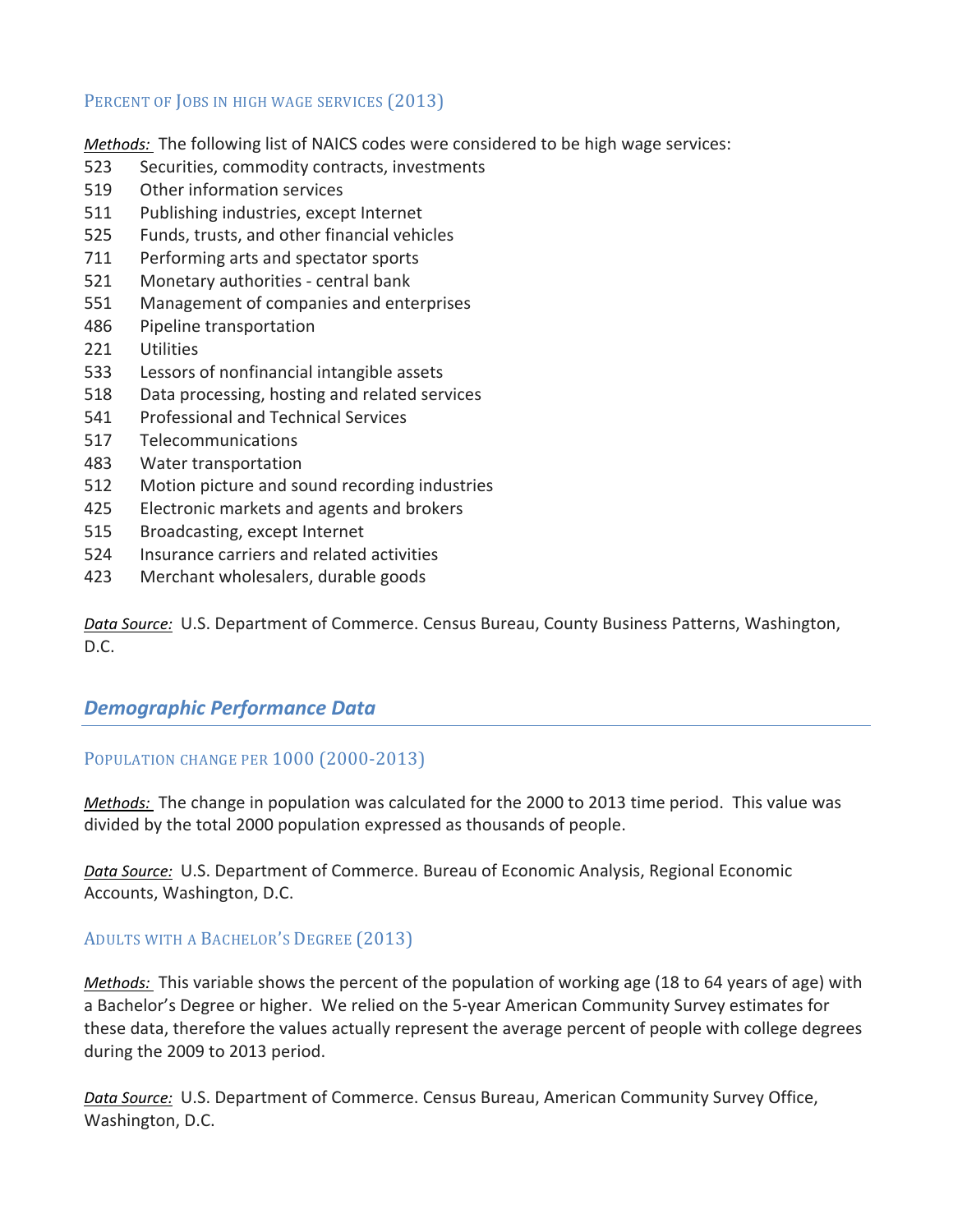### Percent of Jobs in high wage services (2013)

*Methods:* The following list of NAICS codes were considered to be high wage services:

523 Securities, commodity contracts, investments
519 Other information services
511 Publishing industries, except Internet
525 Funds, trusts, and other financial vehicles
711 Performing arts and spectator sports
521 Monetary authorities - central bank
551 Management of companies and enterprises
486 Pipeline transportation
221 Utilities
533 Lessors of nonfinancial intangible assets
518 Data processing, hosting and related services
541 Professional and Technical Services
517 Telecommunications
483 Water transportation
512 Motion picture and sound recording industries
425 Electronic markets and agents and brokers
515 Broadcasting, except Internet
524 Insurance carriers and related activities
423 Merchant wholesalers, durable goods

*Data Source:* U.S. Department of Commerce. Census Bureau, County Business Patterns, Washington, D.C.

## Demographic Performance Data

### Population change per 1000 (2000-2013)

*Methods:* The change in population was calculated for the 2000 to 2013 time period. This value was divided by the total 2000 population expressed as thousands of people.

*Data Source:* U.S. Department of Commerce. Bureau of Economic Analysis, Regional Economic Accounts, Washington, D.C.

### Adults with a Bachelor's Degree (2013)

*Methods:* This variable shows the percent of the population of working age (18 to 64 years of age) with a Bachelor's Degree or higher. We relied on the 5-year American Community Survey estimates for these data, therefore the values actually represent the average percent of people with college degrees during the 2009 to 2013 period.

*Data Source:* U.S. Department of Commerce. Census Bureau, American Community Survey Office, Washington, D.C.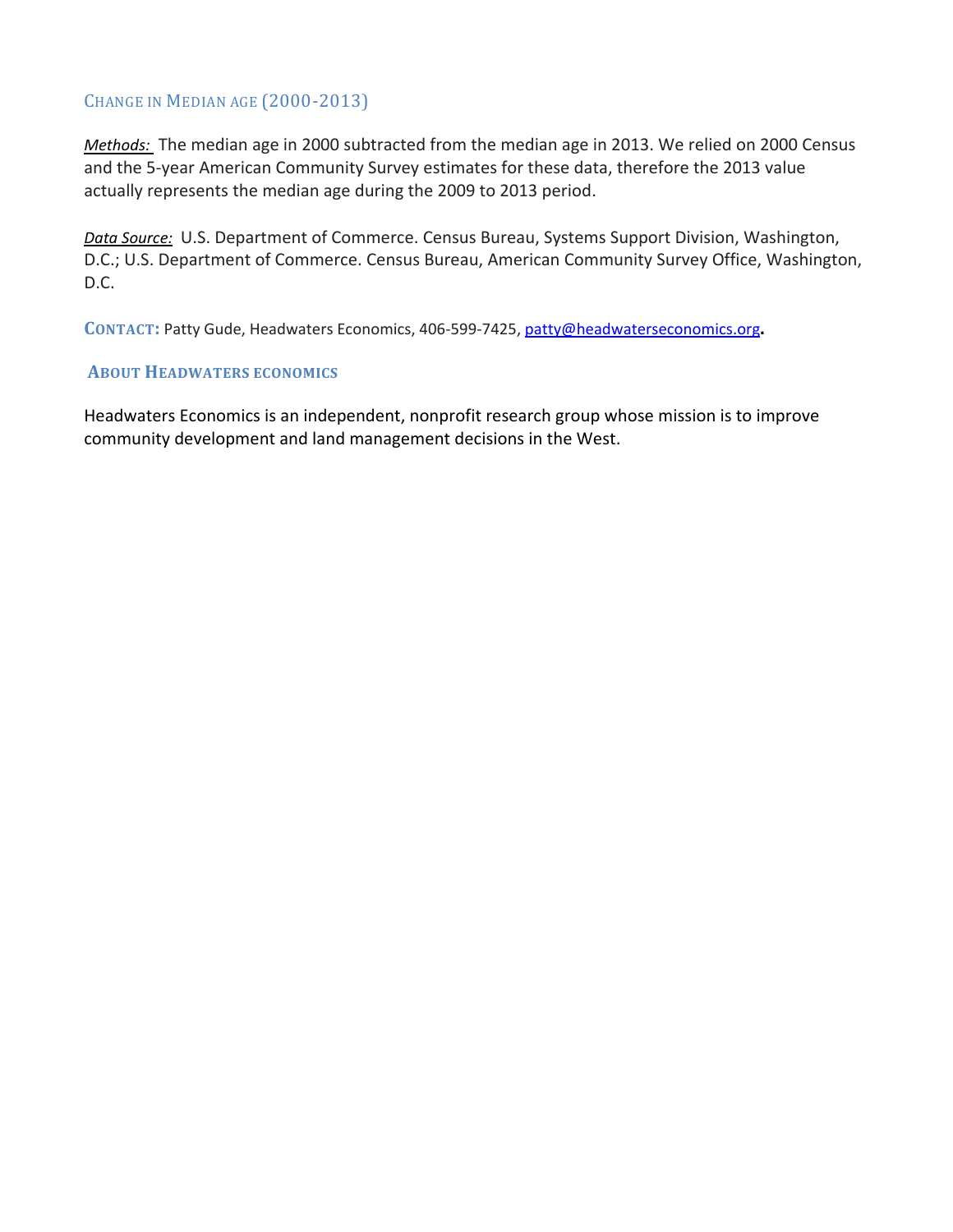### Change in Median Age (2000-2013)

*Methods:* The median age in 2000 subtracted from the median age in 2013. We relied on 2000 Census and the 5-year American Community Survey estimates for these data, therefore the 2013 value actually represents the median age during the 2009 to 2013 period.

*Data Source:* U.S. Department of Commerce. Census Bureau, Systems Support Division, Washington, D.C.; U.S. Department of Commerce. Census Bureau, American Community Survey Office, Washington, D.C.

**Contact:** Patty Gude, Headwaters Economics, 406-599-7425, patty@headwaterseconomics.org.

### About Headwaters Economics

Headwaters Economics is an independent, nonprofit research group whose mission is to improve community development and land management decisions in the West.